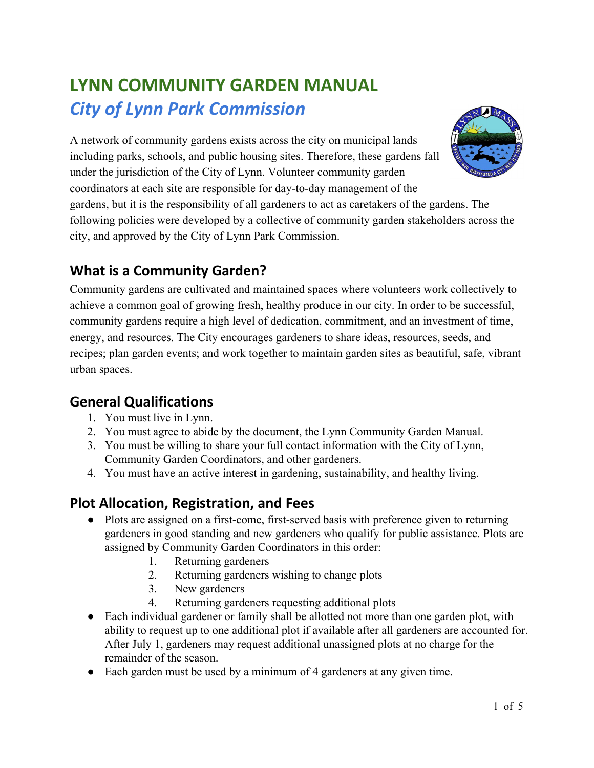# LYNN COMMUNITY GARDEN MANUAL

## *City of Lynn Park Commission*

A network of community gardens exists across the city on municipal lands including parks, schools, and public housing sites. Therefore, these gardens fall under the jurisdiction of the City of Lynn. Volunteer community garden coordinators at each site are responsible for day-to-day management of the gardens, but it is the responsibility of all gardeners to act as caretakers of the gardens. The following policies were developed by a collective of community garden stakeholders across the city, and approved by the City of Lynn Park Commission.

## What is a Community Garden?

Community gardens are cultivated and maintained spaces where volunteers work collectively to achieve a common goal of growing fresh, healthy produce in our city. In order to be successful, community gardens require a high level of dedication, commitment, and an investment of time, energy, and resources. The City encourages gardeners to share ideas, resources, seeds, and recipes; plan garden events; and work together to maintain garden sites as beautiful, safe, vibrant urban spaces.

## General Qualifications

1. You must live in Lynn.
2. You must agree to abide by the document, the Lynn Community Garden Manual.
3. You must be willing to share your full contact information with the City of Lynn, Community Garden Coordinators, and other gardeners.
4. You must have an active interest in gardening, sustainability, and healthy living.

## Plot Allocation, Registration, and Fees

- Plots are assigned on a first-come, first-served basis with preference given to returning gardeners in good standing and new gardeners who qualify for public assistance. Plots are assigned by Community Garden Coordinators in this order:
    1. Returning gardeners
    2. Returning gardeners wishing to change plots
    3. New gardeners
    4. Returning gardeners requesting additional plots
- Each individual gardener or family shall be allotted not more than one garden plot, with ability to request up to one additional plot if available after all gardeners are accounted for. After July 1, gardeners may request additional unassigned plots at no charge for the remainder of the season.
- Each garden must be used by a minimum of 4 gardeners at any given time.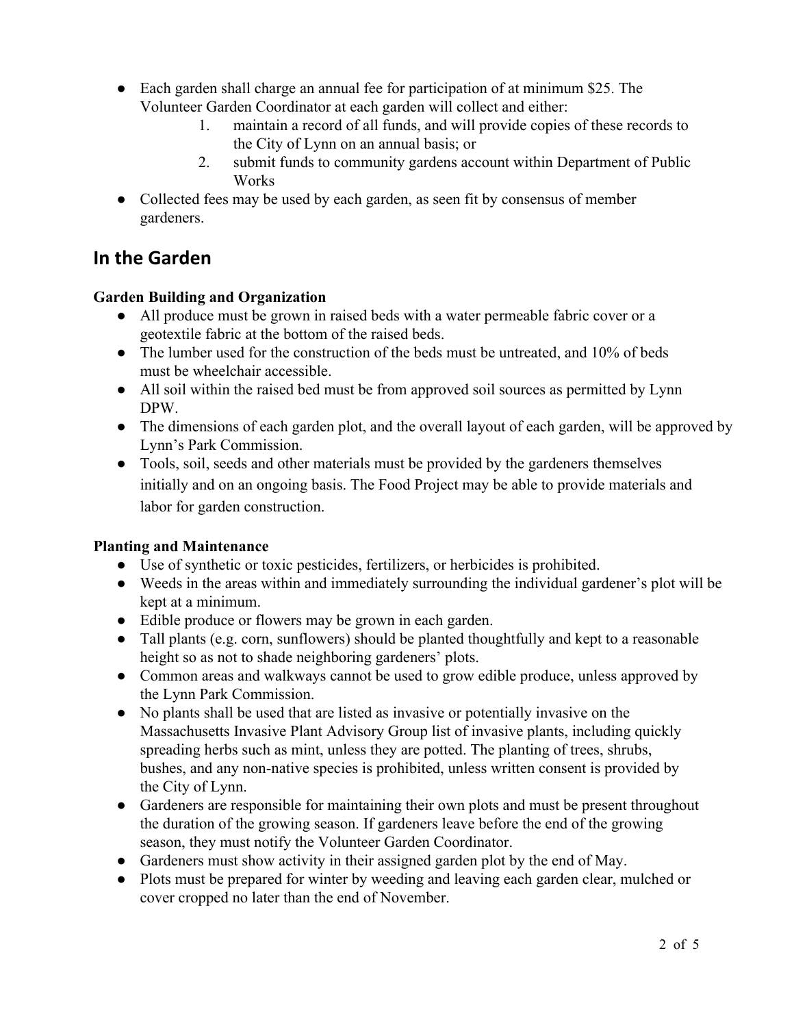- Each garden shall charge an annual fee for participation of at minimum $25. The Volunteer Garden Coordinator at each garden will collect and either:
    1. maintain a record of all funds, and will provide copies of these records to the City of Lynn on an annual basis; or
    2. submit funds to community gardens account within Department of Public Works
- Collected fees may be used by each garden, as seen fit by consensus of member gardeners.

## In the Garden

### Garden Building and Organization

- All produce must be grown in raised beds with a water permeable fabric cover or a geotextile fabric at the bottom of the raised beds.
- The lumber used for the construction of the beds must be untreated, and 10% of beds must be wheelchair accessible.
- All soil within the raised bed must be from approved soil sources as permitted by Lynn DPW.
- The dimensions of each garden plot, and the overall layout of each garden, will be approved by Lynn's Park Commission.
- Tools, soil, seeds and other materials must be provided by the gardeners themselves initially and on an ongoing basis. The Food Project may be able to provide materials and labor for garden construction.

### Planting and Maintenance

- Use of synthetic or toxic pesticides, fertilizers, or herbicides is prohibited.
- Weeds in the areas within and immediately surrounding the individual gardener's plot will be kept at a minimum.
- Edible produce or flowers may be grown in each garden.
- Tall plants (e.g. corn, sunflowers) should be planted thoughtfully and kept to a reasonable height so as not to shade neighboring gardeners' plots.
- Common areas and walkways cannot be used to grow edible produce, unless approved by the Lynn Park Commission.
- No plants shall be used that are listed as invasive or potentially invasive on the Massachusetts Invasive Plant Advisory Group list of invasive plants, including quickly spreading herbs such as mint, unless they are potted. The planting of trees, shrubs, bushes, and any non-native species is prohibited, unless written consent is provided by the City of Lynn.
- Gardeners are responsible for maintaining their own plots and must be present throughout the duration of the growing season. If gardeners leave before the end of the growing season, they must notify the Volunteer Garden Coordinator.
- Gardeners must show activity in their assigned garden plot by the end of May.
- Plots must be prepared for winter by weeding and leaving each garden clear, mulched or cover cropped no later than the end of November.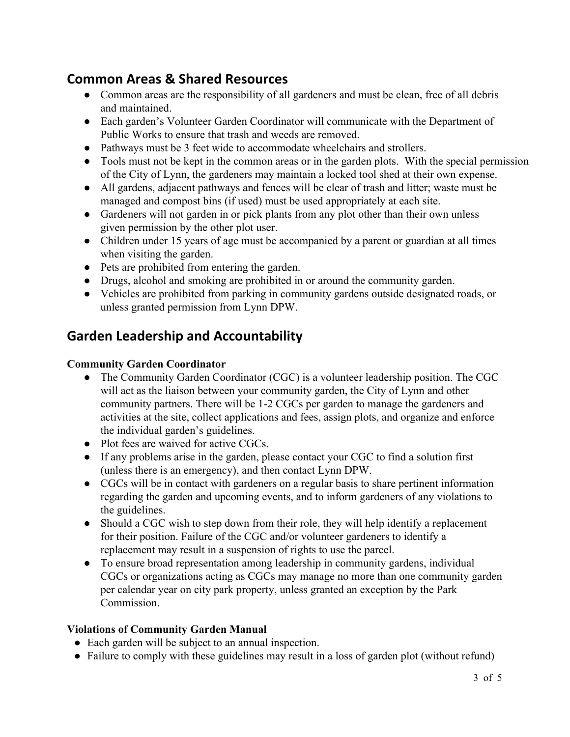## Common Areas & Shared Resources

- Common areas are the responsibility of all gardeners and must be clean, free of all debris and maintained.
- Each garden's Volunteer Garden Coordinator will communicate with the Department of Public Works to ensure that trash and weeds are removed.
- Pathways must be 3 feet wide to accommodate wheelchairs and strollers.
- Tools must not be kept in the common areas or in the garden plots. With the special permission of the City of Lynn, the gardeners may maintain a locked tool shed at their own expense.
- All gardens, adjacent pathways and fences will be clear of trash and litter; waste must be managed and compost bins (if used) must be used appropriately at each site.
- Gardeners will not garden in or pick plants from any plot other than their own unless given permission by the other plot user.
- Children under 15 years of age must be accompanied by a parent or guardian at all times when visiting the garden.
- Pets are prohibited from entering the garden.
- Drugs, alcohol and smoking are prohibited in or around the community garden.
- Vehicles are prohibited from parking in community gardens outside designated roads, or unless granted permission from Lynn DPW.

## Garden Leadership and Accountability

### Community Garden Coordinator

- The Community Garden Coordinator (CGC) is a volunteer leadership position. The CGC will act as the liaison between your community garden, the City of Lynn and other community partners. There will be 1-2 CGCs per garden to manage the gardeners and activities at the site, collect applications and fees, assign plots, and organize and enforce the individual garden's guidelines.
- Plot fees are waived for active CGCs.
- If any problems arise in the garden, please contact your CGC to find a solution first (unless there is an emergency), and then contact Lynn DPW.
- CGCs will be in contact with gardeners on a regular basis to share pertinent information regarding the garden and upcoming events, and to inform gardeners of any violations to the guidelines.
- Should a CGC wish to step down from their role, they will help identify a replacement for their position. Failure of the CGC and/or volunteer gardeners to identify a replacement may result in a suspension of rights to use the parcel.
- To ensure broad representation among leadership in community gardens, individual CGCs or organizations acting as CGCs may manage no more than one community garden per calendar year on city park property, unless granted an exception by the Park Commission.

### Violations of Community Garden Manual

- Each garden will be subject to an annual inspection.
- Failure to comply with these guidelines may result in a loss of garden plot (without refund)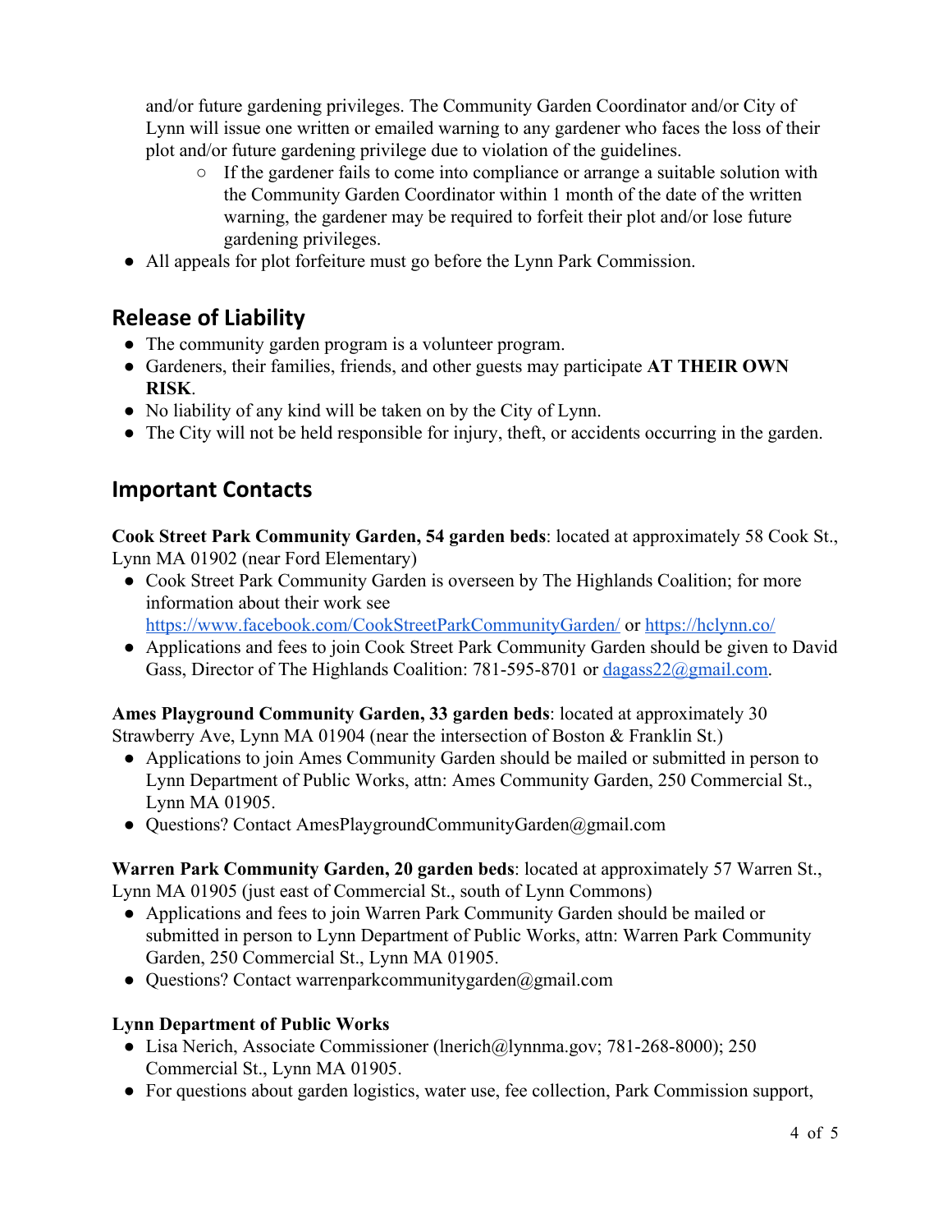and/or future gardening privileges. The Community Garden Coordinator and/or City of Lynn will issue one written or emailed warning to any gardener who faces the loss of their plot and/or future gardening privilege due to violation of the guidelines.
    - If the gardener fails to come into compliance or arrange a suitable solution with the Community Garden Coordinator within 1 month of the date of the written warning, the gardener may be required to forfeit their plot and/or lose future gardening privileges.
- All appeals for plot forfeiture must go before the Lynn Park Commission.

## Release of Liability

- The community garden program is a volunteer program.
- Gardeners, their families, friends, and other guests may participate **AT THEIR OWN RISK**.
- No liability of any kind will be taken on by the City of Lynn.
- The City will not be held responsible for injury, theft, or accidents occurring in the garden.

## Important Contacts

**Cook Street Park Community Garden, 54 garden beds**: located at approximately 58 Cook St., Lynn MA 01902 (near Ford Elementary)

- Cook Street Park Community Garden is overseen by The Highlands Coalition; for more information about their work see https://www.facebook.com/CookStreetParkCommunityGarden/ or https://hclynn.co/
- Applications and fees to join Cook Street Park Community Garden should be given to David Gass, Director of The Highlands Coalition: 781-595-8701 or dagass22@gmail.com.

**Ames Playground Community Garden, 33 garden beds**: located at approximately 30 Strawberry Ave, Lynn MA 01904 (near the intersection of Boston & Franklin St.)

- Applications to join Ames Community Garden should be mailed or submitted in person to Lynn Department of Public Works, attn: Ames Community Garden, 250 Commercial St., Lynn MA 01905.
- Questions? Contact AmesPlaygroundCommunityGarden@gmail.com

**Warren Park Community Garden, 20 garden beds**: located at approximately 57 Warren St., Lynn MA 01905 (just east of Commercial St., south of Lynn Commons)

- Applications and fees to join Warren Park Community Garden should be mailed or submitted in person to Lynn Department of Public Works, attn: Warren Park Community Garden, 250 Commercial St., Lynn MA 01905.
- Questions? Contact warrenparkcommunitygarden@gmail.com

**Lynn Department of Public Works**

- Lisa Nerich, Associate Commissioner (lnerich@lynnma.gov; 781-268-8000); 250 Commercial St., Lynn MA 01905.
- For questions about garden logistics, water use, fee collection, Park Commission support,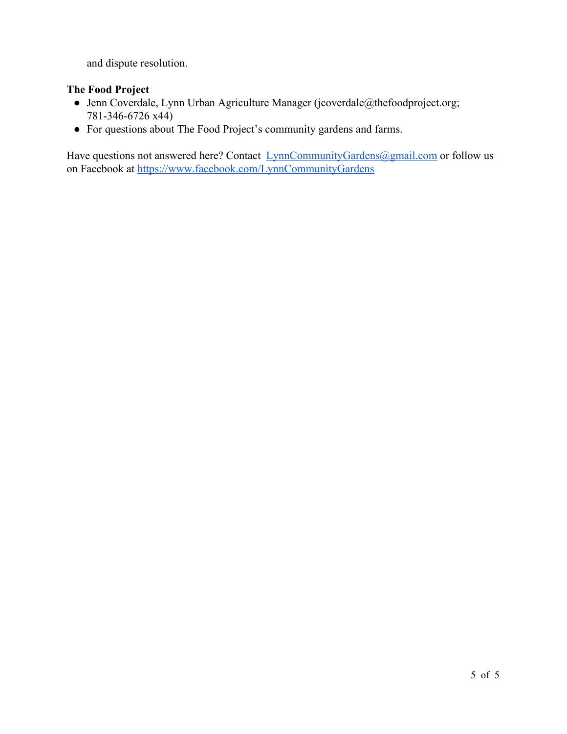and dispute resolution.

**The Food Project**

- Jenn Coverdale, Lynn Urban Agriculture Manager (jcoverdale@thefoodproject.org; 781-346-6726 x44)
- For questions about The Food Project's community gardens and farms.

Have questions not answered here? Contact [LynnCommunityGardens@gmail.com](mailto:LynnCommunityGardens@gmail.com) or follow us on Facebook at [https://www.facebook.com/LynnCommunityGardens](https://www.facebook.com/LynnCommunityGardens)